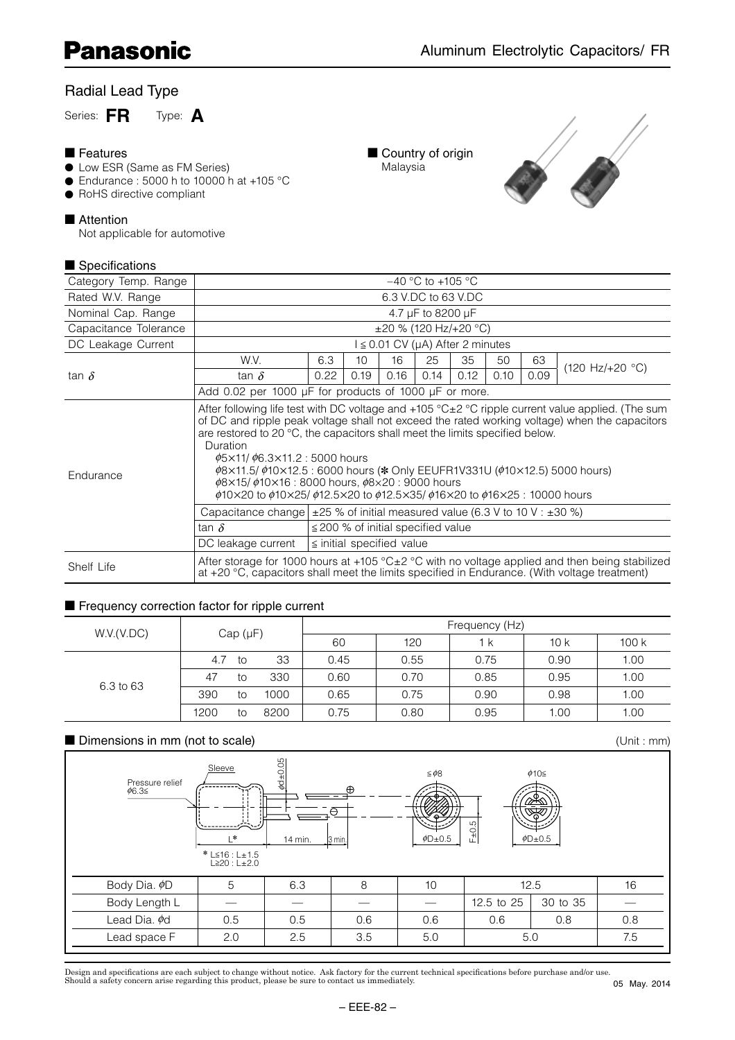# Panasonic

Aluminum Electrolytic Capacitors/ FR

## Radial Lead Type

Series: **FR** Type: **A**

### ■ Features

- Low ESR (Same as FM Series)
- Endurance : 5000 h to 10000 h at +105 °C
- RoHS directive compliant

### ■ Country of origin

Malaysia

### ■ Attention

Not applicable for automotive

### ■ Specifications

| Category Temp. Range | −40 °C to +105 °C | | | | | | | | |
|---|---|---|---|---|---|---|---|---|---|
| Rated W.V. Range | 6.3 V.DC to 63 V.DC | | | | | | | | |
| Nominal Cap. Range | 4.7 µF to 8200 µF | | | | | | | | |
| Capacitance Tolerance | ±20 % (120 Hz/+20 °C) | | | | | | | | |
| DC Leakage Current | I ≦ 0.01 CV (µA) After 2 minutes | | | | | | | | |
| tan δ | W.V. | 6.3 | 10 | 16 | 25 | 35 | 50 | 63 | (120 Hz/+20 °C) |
| | tan δ | 0.22 | 0.19 | 0.16 | 0.14 | 0.12 | 0.10 | 0.09 | |
| | Add 0.02 per 1000 µF for products of 1000 µF or more. | | | | | | | | |
| Endurance | After following life test with DC voltage and +105 °C±2 °C ripple current value applied. (The sum of DC and ripple peak voltage shall not exceed the rated working voltage) when the capacitors are restored to 20 °C, the capacitors shall meet the limits specified below.<br>Duration<br>ϕ5×11/ ϕ6.3×11.2 : 5000 hours<br>ϕ8×11.5/ ϕ10×12.5 : 6000 hours (✻ Only EEUFR1V331U (ϕ10×12.5) 5000 hours)<br>ϕ8×15/ ϕ10×16 : 8000 hours, ϕ8×20 : 9000 hours<br>ϕ10×20 to ϕ10×25/ ϕ12.5×20 to ϕ12.5×35/ ϕ16×20 to ϕ16×25 : 10000 hours | | | | | | | | |
| | Capacitance change | ±25 % of initial measured value (6.3 V to 10 V : ±30 %) | | | | | | | |
| | tan δ | ≦ 200 % of initial specified value | | | | | | | |
| | DC leakage current | ≦ initial specified value | | | | | | | |
| Shelf Life | After storage for 1000 hours at +105 °C±2 °C with no voltage applied and then being stabilized at +20 °C, capacitors shall meet the limits specified in Endurance. (With voltage treatment) | | | | | | | | |

### ■ Frequency correction factor for ripple current

| W.V.(V.DC) | Cap (µF) | Frequency (Hz) | | | | |
|---|---|---|---|---|---|---|
| | | 60 | 120 | 1 k | 10 k | 100 k |
| 6.3 to 63 | 4.7 to 33 | 0.45 | 0.55 | 0.75 | 0.90 | 1.00 |
| | 47 to 330 | 0.60 | 0.70 | 0.85 | 0.95 | 1.00 |
| | 390 to 1000 | 0.65 | 0.75 | 0.90 | 0.98 | 1.00 |
| | 1200 to 8200 | 0.75 | 0.80 | 0.95 | 1.00 | 1.00 |

### ■ Dimensions in mm (not to scale)

(Unit : mm)

Sleeve, Pressure relief ϕ6.3≦, ϕd±0.05, L*, 14 min., 3 min., ≦ϕ8, ϕ10≦, ϕD±0.5, F±0.5

\* L≦16 : L±1.5
L≧20 : L±2.0

| Body Dia. ϕD | 5 | 6.3 | 8 | 10 | 12.5 | | 16 |
|---|---|---|---|---|---|---|---|
| Body Length L | — | — | — | — | 12.5 to 25 | 30 to 35 | — |
| Lead Dia. ϕd | 0.5 | 0.5 | 0.6 | 0.6 | 0.6 | 0.8 | 0.8 |
| Lead space F | 2.0 | 2.5 | 3.5 | 5.0 | 5.0 | | 7.5 |

Design and specifications are each subject to change without notice. Ask factory for the current technical specifications before purchase and/or use.
Should a safety concern arise regarding this product, please be sure to contact us immediately.

05 May. 2014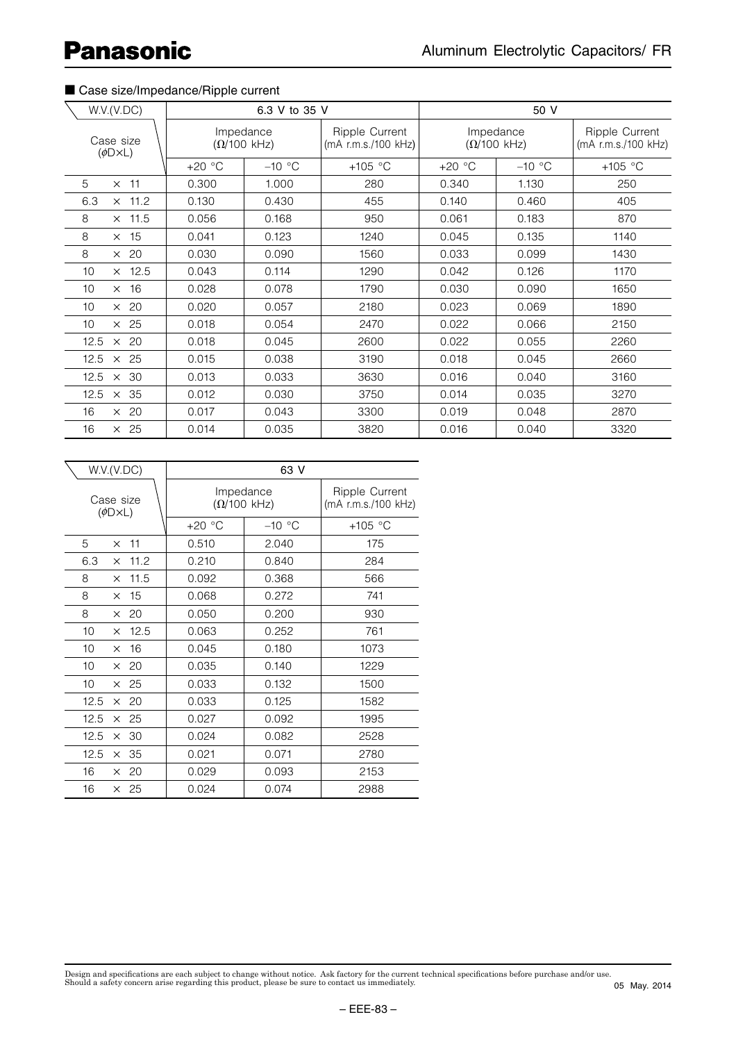## ■ Case size/Impedance/Ripple current

| W.V.(V.DC) | 6.3 V to 35 V | | | 50 V | | |
|---|---|---|---|---|---|---|
| Case size (ϕD×L) | Impedance (Ω/100 kHz) | | Ripple Current (mA r.m.s./100 kHz) | Impedance (Ω/100 kHz) | | Ripple Current (mA r.m.s./100 kHz) |
| | +20 °C | −10 °C | +105 °C | +20 °C | −10 °C | +105 °C |
| 5 × 11 | 0.300 | 1.000 | 280 | 0.340 | 1.130 | 250 |
| 6.3 × 11.2 | 0.130 | 0.430 | 455 | 0.140 | 0.460 | 405 |
| 8 × 11.5 | 0.056 | 0.168 | 950 | 0.061 | 0.183 | 870 |
| 8 × 15 | 0.041 | 0.123 | 1240 | 0.045 | 0.135 | 1140 |
| 8 × 20 | 0.030 | 0.090 | 1560 | 0.033 | 0.099 | 1430 |
| 10 × 12.5 | 0.043 | 0.114 | 1290 | 0.042 | 0.126 | 1170 |
| 10 × 16 | 0.028 | 0.078 | 1790 | 0.030 | 0.090 | 1650 |
| 10 × 20 | 0.020 | 0.057 | 2180 | 0.023 | 0.069 | 1890 |
| 10 × 25 | 0.018 | 0.054 | 2470 | 0.022 | 0.066 | 2150 |
| 12.5 × 20 | 0.018 | 0.045 | 2600 | 0.022 | 0.055 | 2260 |
| 12.5 × 25 | 0.015 | 0.038 | 3190 | 0.018 | 0.045 | 2660 |
| 12.5 × 30 | 0.013 | 0.033 | 3630 | 0.016 | 0.040 | 3160 |
| 12.5 × 35 | 0.012 | 0.030 | 3750 | 0.014 | 0.035 | 3270 |
| 16 × 20 | 0.017 | 0.043 | 3300 | 0.019 | 0.048 | 2870 |
| 16 × 25 | 0.014 | 0.035 | 3820 | 0.016 | 0.040 | 3320 |

| W.V.(V.DC) | 63 V | | |
|---|---|---|---|
| Case size (ϕD×L) | Impedance (Ω/100 kHz) | | Ripple Current (mA r.m.s./100 kHz) |
| | +20 °C | −10 °C | +105 °C |
| 5 × 11 | 0.510 | 2.040 | 175 |
| 6.3 × 11.2 | 0.210 | 0.840 | 284 |
| 8 × 11.5 | 0.092 | 0.368 | 566 |
| 8 × 15 | 0.068 | 0.272 | 741 |
| 8 × 20 | 0.050 | 0.200 | 930 |
| 10 × 12.5 | 0.063 | 0.252 | 761 |
| 10 × 16 | 0.045 | 0.180 | 1073 |
| 10 × 20 | 0.035 | 0.140 | 1229 |
| 10 × 25 | 0.033 | 0.132 | 1500 |
| 12.5 × 20 | 0.033 | 0.125 | 1582 |
| 12.5 × 25 | 0.027 | 0.092 | 1995 |
| 12.5 × 30 | 0.024 | 0.082 | 2528 |
| 12.5 × 35 | 0.021 | 0.071 | 2780 |
| 16 × 20 | 0.029 | 0.093 | 2153 |
| 16 × 25 | 0.024 | 0.074 | 2988 |

Design and specifications are each subject to change without notice. Ask factory for the current technical specifications before purchase and/or use.
Should a safety concern arise regarding this product, please be sure to contact us immediately.

05 May. 2014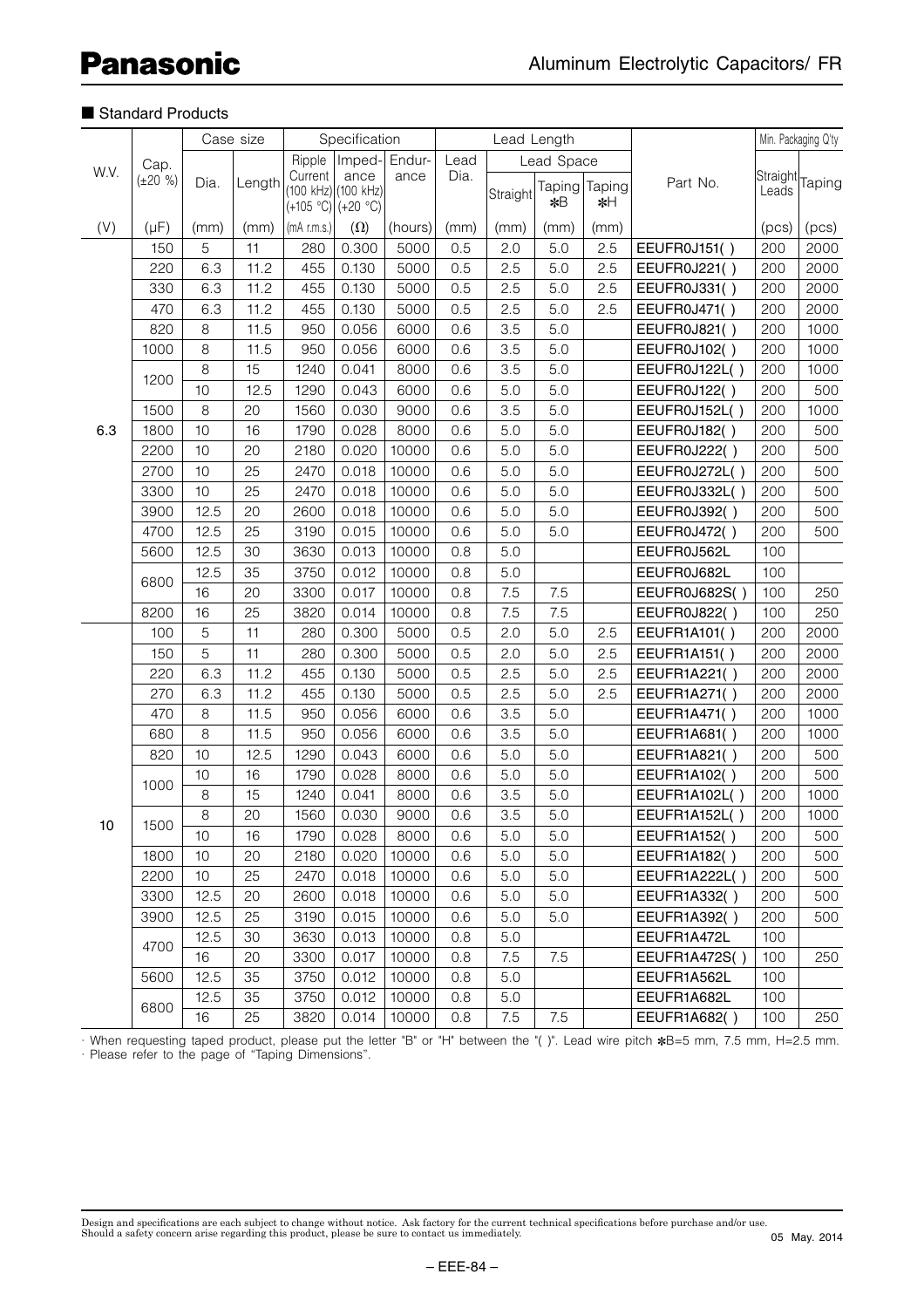## ■ Standard Products

| W.V. | Cap. (±20 %) | Case size | | Specification | | | Lead Length | | | | Part No. | Min. Packaging Q'ty | |
|---|---|---|---|---|---|---|---|---|---|---|---|---|---|
| | | Dia. | Length | Ripple Current (100 kHz) (+105 °C) | Impedance (100 kHz) (+20 °C) | Endurance | Lead Dia. | Lead Space | | | | Straight Leads | Taping |
| | | | | | | | | Straight | Taping ✱B | Taping ✱H | | | |
| (V) | (μF) | (mm) | (mm) | (mA r.m.s.) | (Ω) | (hours) | (mm) | (mm) | (mm) | (mm) | | (pcs) | (pcs) |
| 6.3 | 150 | 5 | 11 | 280 | 0.300 | 5000 | 0.5 | 2.0 | 5.0 | 2.5 | EEUFR0J151( ) | 200 | 2000 |
| | 220 | 6.3 | 11.2 | 455 | 0.130 | 5000 | 0.5 | 2.5 | 5.0 | 2.5 | EEUFR0J221( ) | 200 | 2000 |
| | 330 | 6.3 | 11.2 | 455 | 0.130 | 5000 | 0.5 | 2.5 | 5.0 | 2.5 | EEUFR0J331( ) | 200 | 2000 |
| | 470 | 6.3 | 11.2 | 455 | 0.130 | 5000 | 0.5 | 2.5 | 5.0 | 2.5 | EEUFR0J471( ) | 200 | 2000 |
| | 820 | 8 | 11.5 | 950 | 0.056 | 6000 | 0.6 | 3.5 | 5.0 | | EEUFR0J821( ) | 200 | 1000 |
| | 1000 | 8 | 11.5 | 950 | 0.056 | 6000 | 0.6 | 3.5 | 5.0 | | EEUFR0J102( ) | 200 | 1000 |
| | 1200 | 8 | 15 | 1240 | 0.041 | 8000 | 0.6 | 3.5 | 5.0 | | EEUFR0J122L( ) | 200 | 1000 |
| | | 10 | 12.5 | 1290 | 0.043 | 6000 | 0.6 | 5.0 | 5.0 | | EEUFR0J122( ) | 200 | 500 |
| | 1500 | 8 | 20 | 1560 | 0.030 | 9000 | 0.6 | 3.5 | 5.0 | | EEUFR0J152L( ) | 200 | 1000 |
| | 1800 | 10 | 16 | 1790 | 0.028 | 8000 | 0.6 | 5.0 | 5.0 | | EEUFR0J182( ) | 200 | 500 |
| | 2200 | 10 | 20 | 2180 | 0.020 | 10000 | 0.6 | 5.0 | 5.0 | | EEUFR0J222( ) | 200 | 500 |
| | 2700 | 10 | 25 | 2470 | 0.018 | 10000 | 0.6 | 5.0 | 5.0 | | EEUFR0J272L( ) | 200 | 500 |
| | 3300 | 10 | 25 | 2470 | 0.018 | 10000 | 0.6 | 5.0 | 5.0 | | EEUFR0J332L( ) | 200 | 500 |
| | 3900 | 12.5 | 20 | 2600 | 0.018 | 10000 | 0.6 | 5.0 | 5.0 | | EEUFR0J392( ) | 200 | 500 |
| | 4700 | 12.5 | 25 | 3190 | 0.015 | 10000 | 0.6 | 5.0 | 5.0 | | EEUFR0J472( ) | 200 | 500 |
| | 5600 | 12.5 | 30 | 3630 | 0.013 | 10000 | 0.8 | 5.0 | | | EEUFR0J562L | 100 | |
| | 6800 | 12.5 | 35 | 3750 | 0.012 | 10000 | 0.8 | 5.0 | | | EEUFR0J682L | 100 | |
| | | 16 | 20 | 3300 | 0.017 | 10000 | 0.8 | 7.5 | 7.5 | | EEUFR0J682S( ) | 100 | 250 |
| | 8200 | 16 | 25 | 3820 | 0.014 | 10000 | 0.8 | 7.5 | 7.5 | | EEUFR0J822( ) | 100 | 250 |
| 10 | 100 | 5 | 11 | 280 | 0.300 | 5000 | 0.5 | 2.0 | 5.0 | 2.5 | EEUFR1A101( ) | 200 | 2000 |
| | 150 | 5 | 11 | 280 | 0.300 | 5000 | 0.5 | 2.0 | 5.0 | 2.5 | EEUFR1A151( ) | 200 | 2000 |
| | 220 | 6.3 | 11.2 | 455 | 0.130 | 5000 | 0.5 | 2.5 | 5.0 | 2.5 | EEUFR1A221( ) | 200 | 2000 |
| | 270 | 6.3 | 11.2 | 455 | 0.130 | 5000 | 0.5 | 2.5 | 5.0 | 2.5 | EEUFR1A271( ) | 200 | 2000 |
| | 470 | 8 | 11.5 | 950 | 0.056 | 6000 | 0.6 | 3.5 | 5.0 | | EEUFR1A471( ) | 200 | 1000 |
| | 680 | 8 | 11.5 | 950 | 0.056 | 6000 | 0.6 | 3.5 | 5.0 | | EEUFR1A681( ) | 200 | 1000 |
| | 820 | 10 | 12.5 | 1290 | 0.043 | 6000 | 0.6 | 5.0 | 5.0 | | EEUFR1A821( ) | 200 | 500 |
| | 1000 | 10 | 16 | 1790 | 0.028 | 8000 | 0.6 | 5.0 | 5.0 | | EEUFR1A102( ) | 200 | 500 |
| | | 8 | 15 | 1240 | 0.041 | 8000 | 0.6 | 3.5 | 5.0 | | EEUFR1A102L( ) | 200 | 1000 |
| | 1500 | 8 | 20 | 1560 | 0.030 | 9000 | 0.6 | 3.5 | 5.0 | | EEUFR1A152L( ) | 200 | 1000 |
| | | 10 | 16 | 1790 | 0.028 | 8000 | 0.6 | 5.0 | 5.0 | | EEUFR1A152( ) | 200 | 500 |
| | 1800 | 10 | 20 | 2180 | 0.020 | 10000 | 0.6 | 5.0 | 5.0 | | EEUFR1A182( ) | 200 | 500 |
| | 2200 | 10 | 25 | 2470 | 0.018 | 10000 | 0.6 | 5.0 | 5.0 | | EEUFR1A222L( ) | 200 | 500 |
| | 3300 | 12.5 | 20 | 2600 | 0.018 | 10000 | 0.6 | 5.0 | 5.0 | | EEUFR1A332( ) | 200 | 500 |
| | 3900 | 12.5 | 25 | 3190 | 0.015 | 10000 | 0.6 | 5.0 | 5.0 | | EEUFR1A392( ) | 200 | 500 |
| | 4700 | 12.5 | 30 | 3630 | 0.013 | 10000 | 0.8 | 5.0 | | | EEUFR1A472L | 100 | |
| | | 16 | 20 | 3300 | 0.017 | 10000 | 0.8 | 7.5 | 7.5 | | EEUFR1A472S( ) | 100 | 250 |
| | 5600 | 12.5 | 35 | 3750 | 0.012 | 10000 | 0.8 | 5.0 | | | EEUFR1A562L | 100 | |
| | 6800 | 12.5 | 35 | 3750 | 0.012 | 10000 | 0.8 | 5.0 | | | EEUFR1A682L | 100 | |
| | | 16 | 25 | 3820 | 0.014 | 10000 | 0.8 | 7.5 | 7.5 | | EEUFR1A682( ) | 100 | 250 |

· When requesting taped product, please put the letter "B" or "H" between the "( )". Lead wire pitch ✱B=5 mm, 7.5 mm, H=2.5 mm.
· Please refer to the page of "Taping Dimensions".

Design and specifications are each subject to change without notice. Ask factory for the current technical specifications before purchase and/or use.
Should a safety concern arise regarding this product, please be sure to contact us immediately.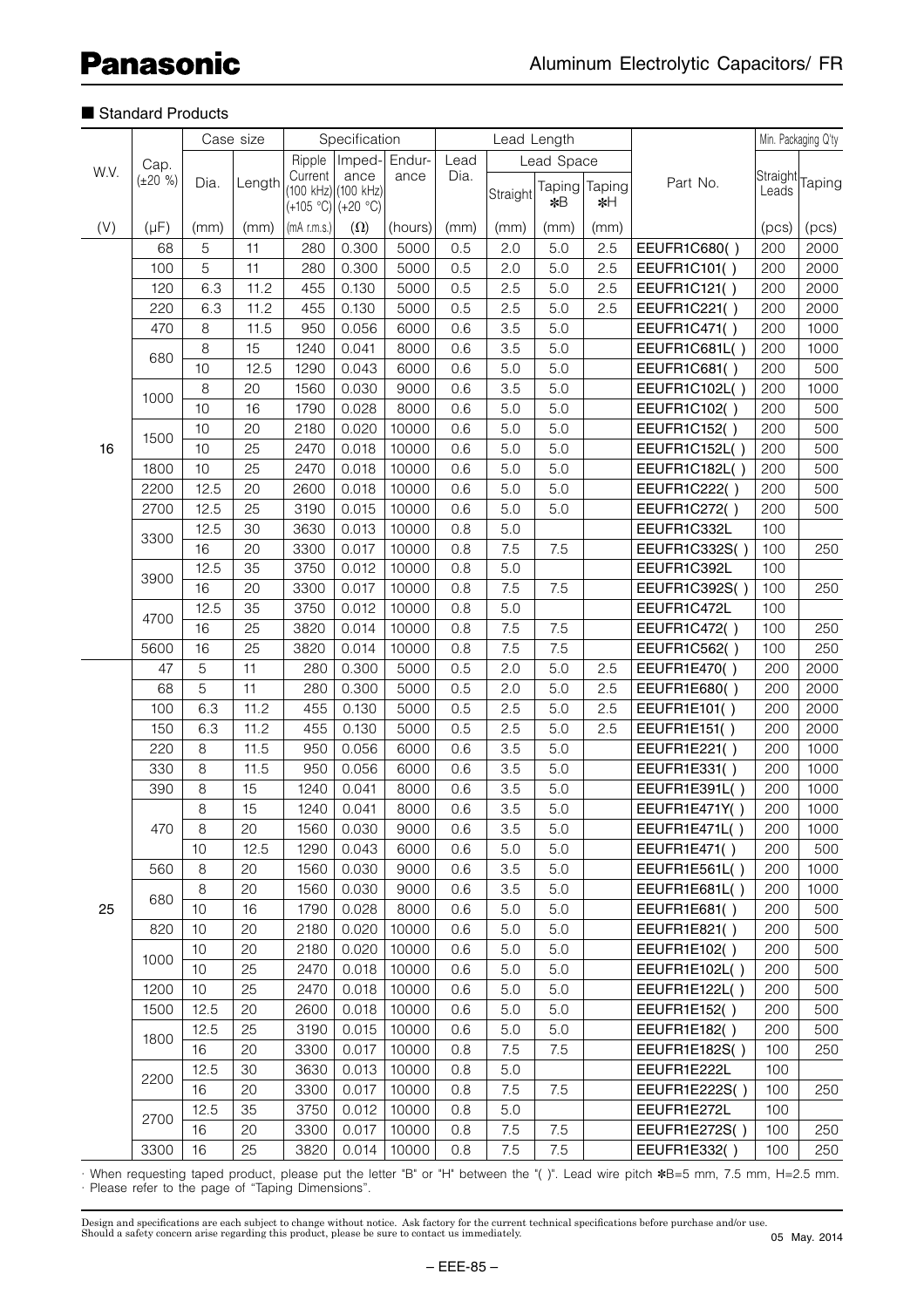## ■ Standard Products

| W.V. | Cap. (±20 %) | Case size Dia. | Case size Length | Ripple Current (100 kHz) (+105 °C) | Impedance (100 kHz) (+20 °C) | Endurance | Lead Dia. | Lead Space Straight | Lead Space Taping *B | Lead Space Taping *H | Part No. | Min. Packaging Q'ty Straight Leads | Min. Packaging Q'ty Taping |
|---|---|---|---|---|---|---|---|---|---|---|---|---|---|
| (V) | (μF) | (mm) | (mm) | (mA r.m.s.) | (Ω) | (hours) | (mm) | (mm) | (mm) | (mm) | | (pcs) | (pcs) |
| 16 | 68 | 5 | 11 | 280 | 0.300 | 5000 | 0.5 | 2.0 | 5.0 | 2.5 | EEUFR1C680( ) | 200 | 2000 |
| | 100 | 5 | 11 | 280 | 0.300 | 5000 | 0.5 | 2.0 | 5.0 | 2.5 | EEUFR1C101( ) | 200 | 2000 |
| | 120 | 6.3 | 11.2 | 455 | 0.130 | 5000 | 0.5 | 2.5 | 5.0 | 2.5 | EEUFR1C121( ) | 200 | 2000 |
| | 220 | 6.3 | 11.2 | 455 | 0.130 | 5000 | 0.5 | 2.5 | 5.0 | 2.5 | EEUFR1C221( ) | 200 | 2000 |
| | 470 | 8 | 11.5 | 950 | 0.056 | 6000 | 0.6 | 3.5 | 5.0 | | EEUFR1C471( ) | 200 | 1000 |
| | 680 | 8 | 15 | 1240 | 0.041 | 8000 | 0.6 | 3.5 | 5.0 | | EEUFR1C681L( ) | 200 | 1000 |
| | | 10 | 12.5 | 1290 | 0.043 | 6000 | 0.6 | 5.0 | 5.0 | | EEUFR1C681( ) | 200 | 500 |
| | 1000 | 8 | 20 | 1560 | 0.030 | 9000 | 0.6 | 3.5 | 5.0 | | EEUFR1C102L( ) | 200 | 1000 |
| | | 10 | 16 | 1790 | 0.028 | 8000 | 0.6 | 5.0 | 5.0 | | EEUFR1C102( ) | 200 | 500 |
| | 1500 | 10 | 20 | 2180 | 0.020 | 10000 | 0.6 | 5.0 | 5.0 | | EEUFR1C152( ) | 200 | 500 |
| | | 10 | 25 | 2470 | 0.018 | 10000 | 0.6 | 5.0 | 5.0 | | EEUFR1C152L( ) | 200 | 500 |
| | 1800 | 10 | 25 | 2470 | 0.018 | 10000 | 0.6 | 5.0 | 5.0 | | EEUFR1C182L( ) | 200 | 500 |
| | 2200 | 12.5 | 20 | 2600 | 0.018 | 10000 | 0.6 | 5.0 | 5.0 | | EEUFR1C222( ) | 200 | 500 |
| | 2700 | 12.5 | 25 | 3190 | 0.015 | 10000 | 0.6 | 5.0 | 5.0 | | EEUFR1C272( ) | 200 | 500 |
| | 3300 | 12.5 | 30 | 3630 | 0.013 | 10000 | 0.8 | 5.0 | | | EEUFR1C332L | 100 | |
| | | 16 | 20 | 3300 | 0.017 | 10000 | 0.8 | 7.5 | 7.5 | | EEUFR1C332S( ) | 100 | 250 |
| | 3900 | 12.5 | 35 | 3750 | 0.012 | 10000 | 0.8 | 5.0 | | | EEUFR1C392L | 100 | |
| | | 16 | 20 | 3300 | 0.017 | 10000 | 0.8 | 7.5 | 7.5 | | EEUFR1C392S( ) | 100 | 250 |
| | 4700 | 12.5 | 35 | 3750 | 0.012 | 10000 | 0.8 | 5.0 | | | EEUFR1C472L | 100 | |
| | | 16 | 25 | 3820 | 0.014 | 10000 | 0.8 | 7.5 | 7.5 | | EEUFR1C472( ) | 100 | 250 |
| | 5600 | 16 | 25 | 3820 | 0.014 | 10000 | 0.8 | 7.5 | 7.5 | | EEUFR1C562( ) | 100 | 250 |
| 25 | 47 | 5 | 11 | 280 | 0.300 | 5000 | 0.5 | 2.0 | 5.0 | 2.5 | EEUFR1E470( ) | 200 | 2000 |
| | 68 | 5 | 11 | 280 | 0.300 | 5000 | 0.5 | 2.0 | 5.0 | 2.5 | EEUFR1E680( ) | 200 | 2000 |
| | 100 | 6.3 | 11.2 | 455 | 0.130 | 5000 | 0.5 | 2.5 | 5.0 | 2.5 | EEUFR1E101( ) | 200 | 2000 |
| | 150 | 6.3 | 11.2 | 455 | 0.130 | 5000 | 0.5 | 2.5 | 5.0 | 2.5 | EEUFR1E151( ) | 200 | 2000 |
| | 220 | 8 | 11.5 | 950 | 0.056 | 6000 | 0.6 | 3.5 | 5.0 | | EEUFR1E221( ) | 200 | 1000 |
| | 330 | 8 | 11.5 | 950 | 0.056 | 6000 | 0.6 | 3.5 | 5.0 | | EEUFR1E331( ) | 200 | 1000 |
| | 390 | 8 | 15 | 1240 | 0.041 | 8000 | 0.6 | 3.5 | 5.0 | | EEUFR1E391L( ) | 200 | 1000 |
| | 470 | 8 | 15 | 1240 | 0.041 | 8000 | 0.6 | 3.5 | 5.0 | | EEUFR1E471Y( ) | 200 | 1000 |
| | | 8 | 20 | 1560 | 0.030 | 9000 | 0.6 | 3.5 | 5.0 | | EEUFR1E471L( ) | 200 | 1000 |
| | | 10 | 12.5 | 1290 | 0.043 | 6000 | 0.6 | 5.0 | 5.0 | | EEUFR1E471( ) | 200 | 500 |
| | 560 | 8 | 20 | 1560 | 0.030 | 9000 | 0.6 | 3.5 | 5.0 | | EEUFR1E561L( ) | 200 | 1000 |
| | 680 | 8 | 20 | 1560 | 0.030 | 9000 | 0.6 | 3.5 | 5.0 | | EEUFR1E681L( ) | 200 | 1000 |
| | | 10 | 16 | 1790 | 0.028 | 8000 | 0.6 | 5.0 | 5.0 | | EEUFR1E681( ) | 200 | 500 |
| | 820 | 10 | 20 | 2180 | 0.020 | 10000 | 0.6 | 5.0 | 5.0 | | EEUFR1E821( ) | 200 | 500 |
| | 1000 | 10 | 20 | 2180 | 0.020 | 10000 | 0.6 | 5.0 | 5.0 | | EEUFR1E102( ) | 200 | 500 |
| | | 10 | 25 | 2470 | 0.018 | 10000 | 0.6 | 5.0 | 5.0 | | EEUFR1E102L( ) | 200 | 500 |
| | 1200 | 10 | 25 | 2470 | 0.018 | 10000 | 0.6 | 5.0 | 5.0 | | EEUFR1E122L( ) | 200 | 500 |
| | 1500 | 12.5 | 20 | 2600 | 0.018 | 10000 | 0.6 | 5.0 | 5.0 | | EEUFR1E152( ) | 200 | 500 |
| | 1800 | 12.5 | 25 | 3190 | 0.015 | 10000 | 0.6 | 5.0 | 5.0 | | EEUFR1E182( ) | 200 | 500 |
| | | 16 | 20 | 3300 | 0.017 | 10000 | 0.8 | 7.5 | 7.5 | | EEUFR1E182S( ) | 100 | 250 |
| | 2200 | 12.5 | 30 | 3630 | 0.013 | 10000 | 0.8 | 5.0 | | | EEUFR1E222L | 100 | |
| | | 16 | 20 | 3300 | 0.017 | 10000 | 0.8 | 7.5 | 7.5 | | EEUFR1E222S( ) | 100 | 250 |
| | 2700 | 12.5 | 35 | 3750 | 0.012 | 10000 | 0.8 | 5.0 | | | EEUFR1E272L | 100 | |
| | | 16 | 20 | 3300 | 0.017 | 10000 | 0.8 | 7.5 | 7.5 | | EEUFR1E272S( ) | 100 | 250 |
| | 3300 | 16 | 25 | 3820 | 0.014 | 10000 | 0.8 | 7.5 | 7.5 | | EEUFR1E332( ) | 100 | 250 |

· When requesting taped product, please put the letter "B" or "H" between the "( )". Lead wire pitch *B=5 mm, 7.5 mm, H=2.5 mm.
· Please refer to the page of "Taping Dimensions".

Design and specifications are each subject to change without notice. Ask factory for the current technical specifications before purchase and/or use.
Should a safety concern arise regarding this product, please be sure to contact us immediately.

05 May. 2014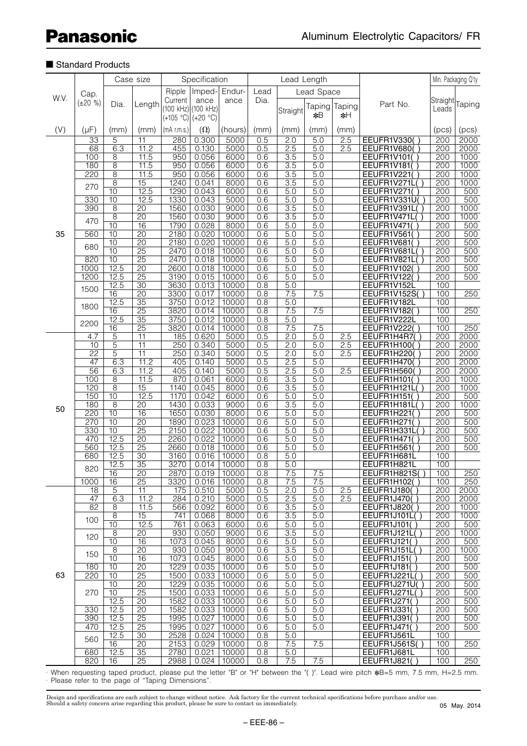## ■ Standard Products

| W.V. | Cap. (±20 %) | Case size | | Specification | | | Lead Length | | | | Part No. | Min. Packaging Q'ty | |
|---|---|---|---|---|---|---|---|---|---|---|---|---|---|
| | | Dia. | Length | Ripple Current (100 kHz) (+105 °C) | Impedance (100 kHz) (+20 °C) | Endurance | Lead Dia. | Lead Space | | | | Straight Leads | Taping |
| | | | | | | | | Straight | Taping ✽B | Taping ✽H | | | |
| (V) | (µF) | (mm) | (mm) | (mA r.m.s.) | (Ω) | (hours) | (mm) | (mm) | (mm) | (mm) | | (pcs) | (pcs) |
| 35 | 33 | 5 | 11 | 280 | 0.300 | 5000 | 0.5 | 2.0 | 5.0 | 2.5 | EEUFR1V330( ) | 200 | 2000 |
| | 68 | 6.3 | 11.2 | 455 | 0.130 | 5000 | 0.5 | 2.5 | 5.0 | 2.5 | EEUFR1V680( ) | 200 | 2000 |
| | 100 | 8 | 11.5 | 950 | 0.056 | 6000 | 0.6 | 3.5 | 5.0 | | EEUFR1V101( ) | 200 | 1000 |
| | 180 | 8 | 11.5 | 950 | 0.056 | 6000 | 0.6 | 3.5 | 5.0 | | EEUFR1V181( ) | 200 | 1000 |
| | 220 | 8 | 11.5 | 950 | 0.056 | 6000 | 0.6 | 3.5 | 5.0 | | EEUFR1V221( ) | 200 | 1000 |
| | 270 | 8 | 15 | 1240 | 0.041 | 8000 | 0.6 | 3.5 | 5.0 | | EEUFR1V271L( ) | 200 | 1000 |
| | | 10 | 12.5 | 1290 | 0.043 | 6000 | 0.6 | 5.0 | 5.0 | | EEUFR1V271( ) | 200 | 500 |
| | 330 | 10 | 12.5 | 1330 | 0.043 | 5000 | 0.6 | 5.0 | 5.0 | | EEUFR1V331U( ) | 200 | 500 |
| | 390 | 8 | 20 | 1560 | 0.030 | 9000 | 0.6 | 3.5 | 5.0 | | EEUFR1V391L( ) | 200 | 1000 |
| | 470 | 8 | 20 | 1560 | 0.030 | 9000 | 0.6 | 3.5 | 5.0 | | EEUFR1V471L( ) | 200 | 1000 |
| | | 10 | 16 | 1790 | 0.028 | 8000 | 0.6 | 5.0 | 5.0 | | EEUFR1V471( ) | 200 | 500 |
| | 560 | 10 | 20 | 2180 | 0.020 | 10000 | 0.6 | 5.0 | 5.0 | | EEUFR1V561( ) | 200 | 500 |
| | 680 | 10 | 20 | 2180 | 0.020 | 10000 | 0.6 | 5.0 | 5.0 | | EEUFR1V681( ) | 200 | 500 |
| | | 10 | 25 | 2470 | 0.018 | 10000 | 0.6 | 5.0 | 5.0 | | EEUFR1V681L( ) | 200 | 500 |
| | 820 | 10 | 25 | 2470 | 0.018 | 10000 | 0.6 | 5.0 | 5.0 | | EEUFR1V821L( ) | 200 | 500 |
| | 1000 | 12.5 | 20 | 2600 | 0.018 | 10000 | 0.6 | 5.0 | 5.0 | | EEUFR1V102( ) | 200 | 500 |
| | 1200 | 12.5 | 25 | 3190 | 0.015 | 10000 | 0.6 | 5.0 | 5.0 | | EEUFR1V122( ) | 200 | 500 |
| | 1500 | 12.5 | 30 | 3630 | 0.013 | 10000 | 0.8 | 5.0 | | | EEUFR1V152L | 100 | |
| | | 16 | 20 | 3300 | 0.017 | 10000 | 0.8 | 7.5 | 7.5 | | EEUFR1V152S( ) | 100 | 250 |
| | 1800 | 12.5 | 35 | 3750 | 0.012 | 10000 | 0.8 | 5.0 | | | EEUFR1V182L | 100 | |
| | | 16 | 25 | 3820 | 0.014 | 10000 | 0.8 | 7.5 | 7.5 | | EEUFR1V182( ) | 100 | 250 |
| | 2200 | 12.5 | 35 | 3750 | 0.012 | 10000 | 0.8 | 5.0 | | | EEUFR1V222L | 100 | |
| | | 16 | 25 | 3820 | 0.014 | 10000 | 0.8 | 7.5 | 7.5 | | EEUFR1V222( ) | 100 | 250 |
| 50 | 4.7 | 5 | 11 | 185 | 0.620 | 5000 | 0.5 | 2.0 | 5.0 | 2.5 | EEUFR1H4R7( ) | 200 | 2000 |
| | 10 | 5 | 11 | 250 | 0.340 | 5000 | 0.5 | 2.0 | 5.0 | 2.5 | EEUFR1H100( ) | 200 | 2000 |
| | 22 | 5 | 11 | 250 | 0.340 | 5000 | 0.5 | 2.0 | 5.0 | 2.5 | EEUFR1H220( ) | 200 | 2000 |
| | 47 | 6.3 | 11.2 | 405 | 0.140 | 5000 | 0.5 | 2.5 | 5.0 | | EEUFR1H470( ) | 200 | 2000 |
| | 56 | 6.3 | 11.2 | 405 | 0.140 | 5000 | 0.5 | 2.5 | 5.0 | 2.5 | EEUFR1H560( ) | 200 | 2000 |
| | 100 | 8 | 11.5 | 870 | 0.061 | 6000 | 0.6 | 3.5 | 5.0 | | EEUFR1H101( ) | 200 | 1000 |
| | 120 | 8 | 15 | 1140 | 0.045 | 8000 | 0.6 | 3.5 | 5.0 | | EEUFR1H121L( ) | 200 | 1000 |
| | 150 | 10 | 12.5 | 1170 | 0.042 | 6000 | 0.6 | 5.0 | 5.0 | | EEUFR1H151( ) | 200 | 500 |
| | 180 | 8 | 20 | 1430 | 0.033 | 9000 | 0.6 | 3.5 | 5.0 | | EEUFR1H181L( ) | 200 | 1000 |
| | 220 | 10 | 16 | 1650 | 0.030 | 8000 | 0.6 | 5.0 | 5.0 | | EEUFR1H221( ) | 200 | 500 |
| | 270 | 10 | 20 | 1890 | 0.023 | 10000 | 0.6 | 5.0 | 5.0 | | EEUFR1H271( ) | 200 | 500 |
| | 330 | 10 | 25 | 2150 | 0.022 | 10000 | 0.6 | 5.0 | 5.0 | | EEUFR1H331L( ) | 200 | 500 |
| | 470 | 12.5 | 20 | 2260 | 0.022 | 10000 | 0.6 | 5.0 | 5.0 | | EEUFR1H471( ) | 200 | 500 |
| | 560 | 12.5 | 25 | 2660 | 0.018 | 10000 | 0.6 | 5.0 | 5.0 | | EEUFR1H561( ) | 200 | 500 |
| | 680 | 12.5 | 30 | 3160 | 0.016 | 10000 | 0.8 | 5.0 | | | EEUFR1H681L | 100 | |
| | 820 | 12.5 | 35 | 3270 | 0.014 | 10000 | 0.8 | 5.0 | | | EEUFR1H821L | 100 | |
| | | 16 | 20 | 2870 | 0.019 | 10000 | 0.8 | 7.5 | 7.5 | | EEUFR1H821S( ) | 100 | 250 |
| | 1000 | 16 | 25 | 3320 | 0.016 | 10000 | 0.8 | 7.5 | 7.5 | | EEUFR1H102( ) | 100 | 250 |
| 63 | 18 | 5 | 11 | 175 | 0.510 | 5000 | 0.5 | 2.0 | 5.0 | 2.5 | EEUFR1J180( ) | 200 | 2000 |
| | 47 | 6.3 | 11.2 | 284 | 0.210 | 5000 | 0.5 | 2.5 | 5.0 | 2.5 | EEUFR1J470( ) | 200 | 2000 |
| | 82 | 8 | 11.5 | 566 | 0.092 | 6000 | 0.6 | 3.5 | 5.0 | | EEUFR1J820( ) | 200 | 1000 |
| | 100 | 8 | 15 | 741 | 0.068 | 8000 | 0.6 | 3.5 | 5.0 | | EEUFR1J101L( ) | 200 | 1000 |
| | | 10 | 12.5 | 761 | 0.063 | 6000 | 0.6 | 5.0 | 5.0 | | EEUFR1J101( ) | 200 | 500 |
| | 120 | 8 | 20 | 930 | 0.050 | 9000 | 0.6 | 3.5 | 5.0 | | EEUFR1J121L( ) | 200 | 1000 |
| | | 10 | 16 | 1073 | 0.045 | 8000 | 0.6 | 5.0 | 5.0 | | EEUFR1J121( ) | 200 | 500 |
| | 150 | 8 | 20 | 930 | 0.050 | 9000 | 0.6 | 3.5 | 5.0 | | EEUFR1J151L( ) | 200 | 1000 |
| | | 10 | 16 | 1073 | 0.045 | 8000 | 0.6 | 5.0 | 5.0 | | EEUFR1J151( ) | 200 | 500 |
| | 180 | 10 | 20 | 1229 | 0.035 | 10000 | 0.6 | 5.0 | 5.0 | | EEUFR1J181( ) | 200 | 500 |
| | 220 | 10 | 25 | 1500 | 0.033 | 10000 | 0.6 | 5.0 | 5.0 | | EEUFR1J221L( ) | 200 | 500 |
| | 270 | 10 | 20 | 1229 | 0.035 | 10000 | 0.6 | 5.0 | 5.0 | | EEUFR1J271U( ) | 200 | 500 |
| | | 10 | 25 | 1500 | 0.033 | 10000 | 0.6 | 5.0 | 5.0 | | EEUFR1J271L( ) | 200 | 500 |
| | | 12.5 | 20 | 1582 | 0.033 | 10000 | 0.6 | 5.0 | 5.0 | | EEUFR1J271( ) | 200 | 500 |
| | 330 | 12.5 | 20 | 1582 | 0.033 | 10000 | 0.6 | 5.0 | 5.0 | | EEUFR1J331( ) | 200 | 500 |
| | 390 | 12.5 | 25 | 1995 | 0.027 | 10000 | 0.6 | 5.0 | 5.0 | | EEUFR1J391( ) | 200 | 500 |
| | 470 | 12.5 | 25 | 1995 | 0.027 | 10000 | 0.6 | 5.0 | 5.0 | | EEUFR1J471( ) | 200 | 500 |
| | 560 | 12.5 | 30 | 2528 | 0.024 | 10000 | 0.8 | 5.0 | | | EEUFR1J561L | 100 | |
| | | 16 | 20 | 2153 | 0.029 | 10000 | 0.8 | 7.5 | 7.5 | | EEUFR1J561S( ) | 100 | 250 |
| | 680 | 12.5 | 35 | 2780 | 0.021 | 10000 | 0.8 | 5.0 | | | EEUFR1J681L | 100 | |
| | 820 | 16 | 25 | 2988 | 0.024 | 10000 | 0.8 | 7.5 | 7.5 | | EEUFR1J821( ) | 100 | 250 |

· When requesting taped product, please put the letter "B" or "H" between the "( )". Lead wire pitch ✽B=5 mm, 7.5 mm, H=2.5 mm.
· Please refer to the page of "Taping Dimensions".

Design and specifications are each subject to change without notice. Ask factory for the current technical specifications before purchase and/or use.
Should a safety concern arise regarding this product, please be sure to contact us immediately.

05 May. 2014